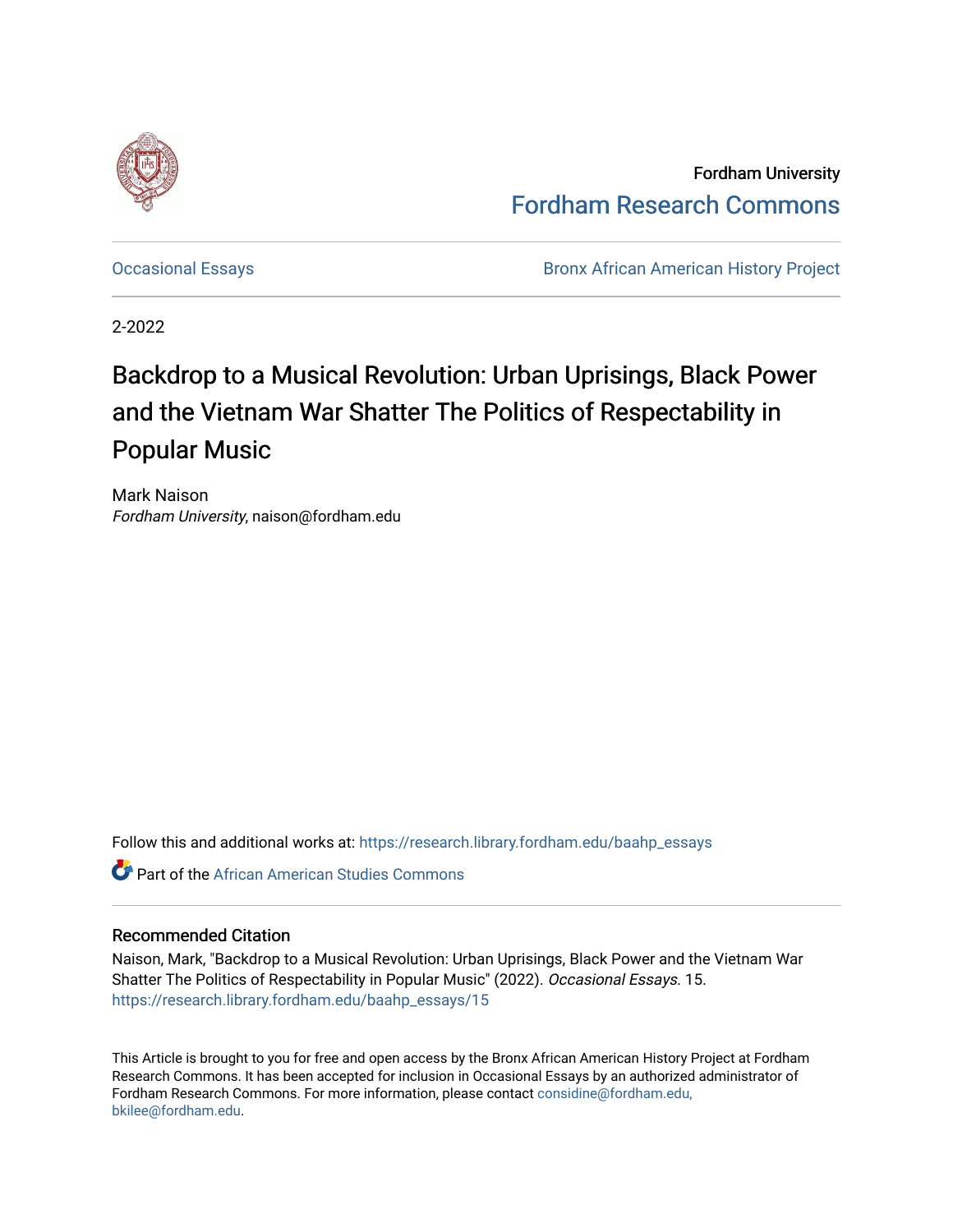Fordham University

Fordham Research Commons

Occasional Essays

Bronx African American History Project

2-2022

# Backdrop to a Musical Revolution: Urban Uprisings, Black Power and the Vietnam War Shatter The Politics of Respectability in Popular Music

Mark Naison
*Fordham University*, naison@fordham.edu

Follow this and additional works at: https://research.library.fordham.edu/baahp_essays

Part of the African American Studies Commons

## Recommended Citation

Naison, Mark, "Backdrop to a Musical Revolution: Urban Uprisings, Black Power and the Vietnam War Shatter The Politics of Respectability in Popular Music" (2022). *Occasional Essays*. 15.
https://research.library.fordham.edu/baahp_essays/15

This Article is brought to you for free and open access by the Bronx African American History Project at Fordham Research Commons. It has been accepted for inclusion in Occasional Essays by an authorized administrator of Fordham Research Commons. For more information, please contact considine@fordham.edu, bkilee@fordham.edu.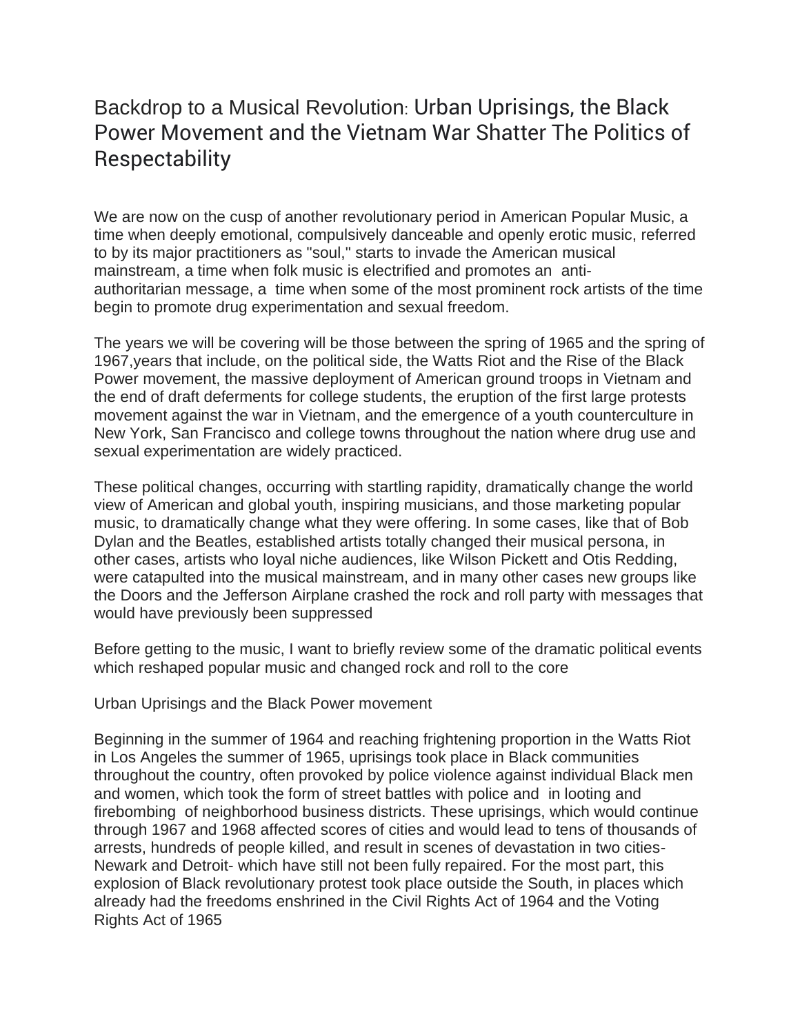# Backdrop to a Musical Revolution: Urban Uprisings, the Black Power Movement and the Vietnam War Shatter The Politics of Respectability

We are now on the cusp of another revolutionary period in American Popular Music, a time when deeply emotional, compulsively danceable and openly erotic music, referred to by its major practitioners as "soul," starts to invade the American musical mainstream, a time when folk music is electrified and promotes an anti-authoritarian message, a time when some of the most prominent rock artists of the time begin to promote drug experimentation and sexual freedom.

The years we will be covering will be those between the spring of 1965 and the spring of 1967,years that include, on the political side, the Watts Riot and the Rise of the Black Power movement, the massive deployment of American ground troops in Vietnam and the end of draft deferments for college students, the eruption of the first large protests movement against the war in Vietnam, and the emergence of a youth counterculture in New York, San Francisco and college towns throughout the nation where drug use and sexual experimentation are widely practiced.

These political changes, occurring with startling rapidity, dramatically change the world view of American and global youth, inspiring musicians, and those marketing popular music, to dramatically change what they were offering. In some cases, like that of Bob Dylan and the Beatles, established artists totally changed their musical persona, in other cases, artists who loyal niche audiences, like Wilson Pickett and Otis Redding, were catapulted into the musical mainstream, and in many other cases new groups like the Doors and the Jefferson Airplane crashed the rock and roll party with messages that would have previously been suppressed

Before getting to the music, I want to briefly review some of the dramatic political events which reshaped popular music and changed rock and roll to the core

Urban Uprisings and the Black Power movement

Beginning in the summer of 1964 and reaching frightening proportion in the Watts Riot in Los Angeles the summer of 1965, uprisings took place in Black communities throughout the country, often provoked by police violence against individual Black men and women, which took the form of street battles with police and in looting and firebombing of neighborhood business districts. These uprisings, which would continue through 1967 and 1968 affected scores of cities and would lead to tens of thousands of arrests, hundreds of people killed, and result in scenes of devastation in two cities- Newark and Detroit- which have still not been fully repaired. For the most part, this explosion of Black revolutionary protest took place outside the South, in places which already had the freedoms enshrined in the Civil Rights Act of 1964 and the Voting Rights Act of 1965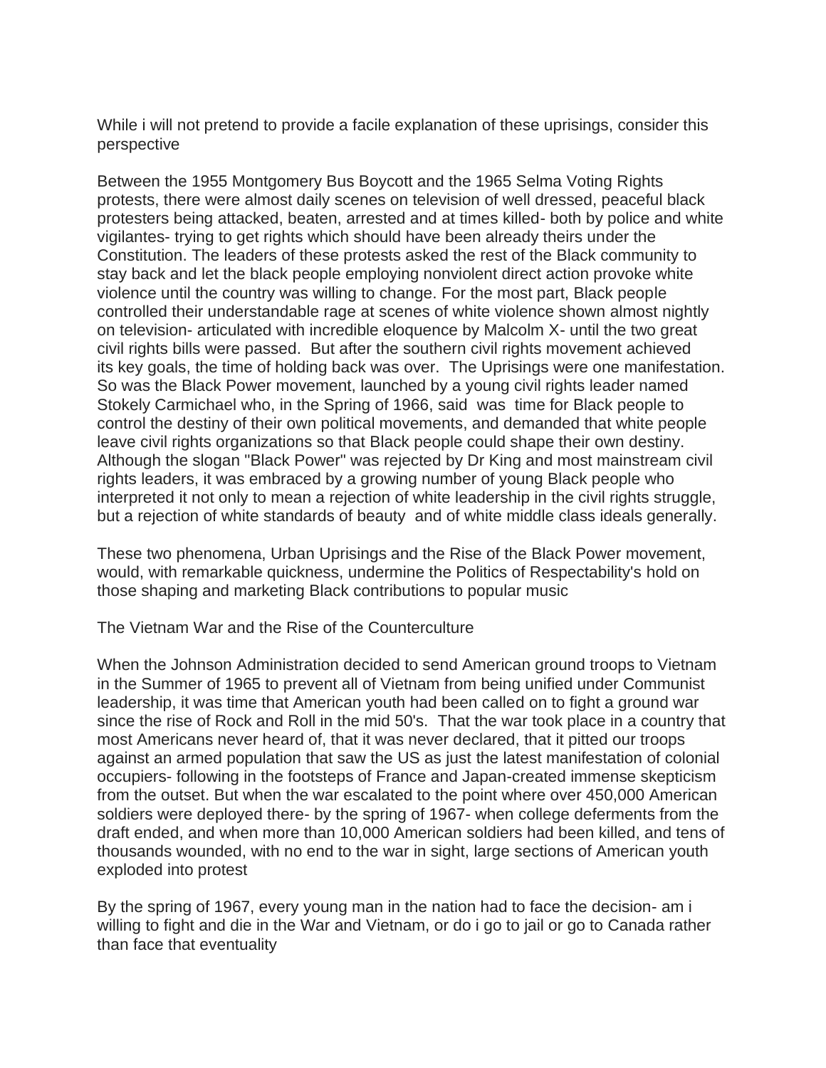While i will not pretend to provide a facile explanation of these uprisings, consider this perspective

Between the 1955 Montgomery Bus Boycott and the 1965 Selma Voting Rights protests, there were almost daily scenes on television of well dressed, peaceful black protesters being attacked, beaten, arrested and at times killed- both by police and white vigilantes- trying to get rights which should have been already theirs under the Constitution. The leaders of these protests asked the rest of the Black community to stay back and let the black people employing nonviolent direct action provoke white violence until the country was willing to change. For the most part, Black people controlled their understandable rage at scenes of white violence shown almost nightly on television- articulated with incredible eloquence by Malcolm X- until the two great civil rights bills were passed. But after the southern civil rights movement achieved its key goals, the time of holding back was over. The Uprisings were one manifestation. So was the Black Power movement, launched by a young civil rights leader named Stokely Carmichael who, in the Spring of 1966, said was time for Black people to control the destiny of their own political movements, and demanded that white people leave civil rights organizations so that Black people could shape their own destiny. Although the slogan "Black Power" was rejected by Dr King and most mainstream civil rights leaders, it was embraced by a growing number of young Black people who interpreted it not only to mean a rejection of white leadership in the civil rights struggle, but a rejection of white standards of beauty and of white middle class ideals generally.

These two phenomena, Urban Uprisings and the Rise of the Black Power movement, would, with remarkable quickness, undermine the Politics of Respectability's hold on those shaping and marketing Black contributions to popular music

The Vietnam War and the Rise of the Counterculture

When the Johnson Administration decided to send American ground troops to Vietnam in the Summer of 1965 to prevent all of Vietnam from being unified under Communist leadership, it was time that American youth had been called on to fight a ground war since the rise of Rock and Roll in the mid 50's. That the war took place in a country that most Americans never heard of, that it was never declared, that it pitted our troops against an armed population that saw the US as just the latest manifestation of colonial occupiers- following in the footsteps of France and Japan-created immense skepticism from the outset. But when the war escalated to the point where over 450,000 American soldiers were deployed there- by the spring of 1967- when college deferments from the draft ended, and when more than 10,000 American soldiers had been killed, and tens of thousands wounded, with no end to the war in sight, large sections of American youth exploded into protest

By the spring of 1967, every young man in the nation had to face the decision- am i willing to fight and die in the War and Vietnam, or do i go to jail or go to Canada rather than face that eventuality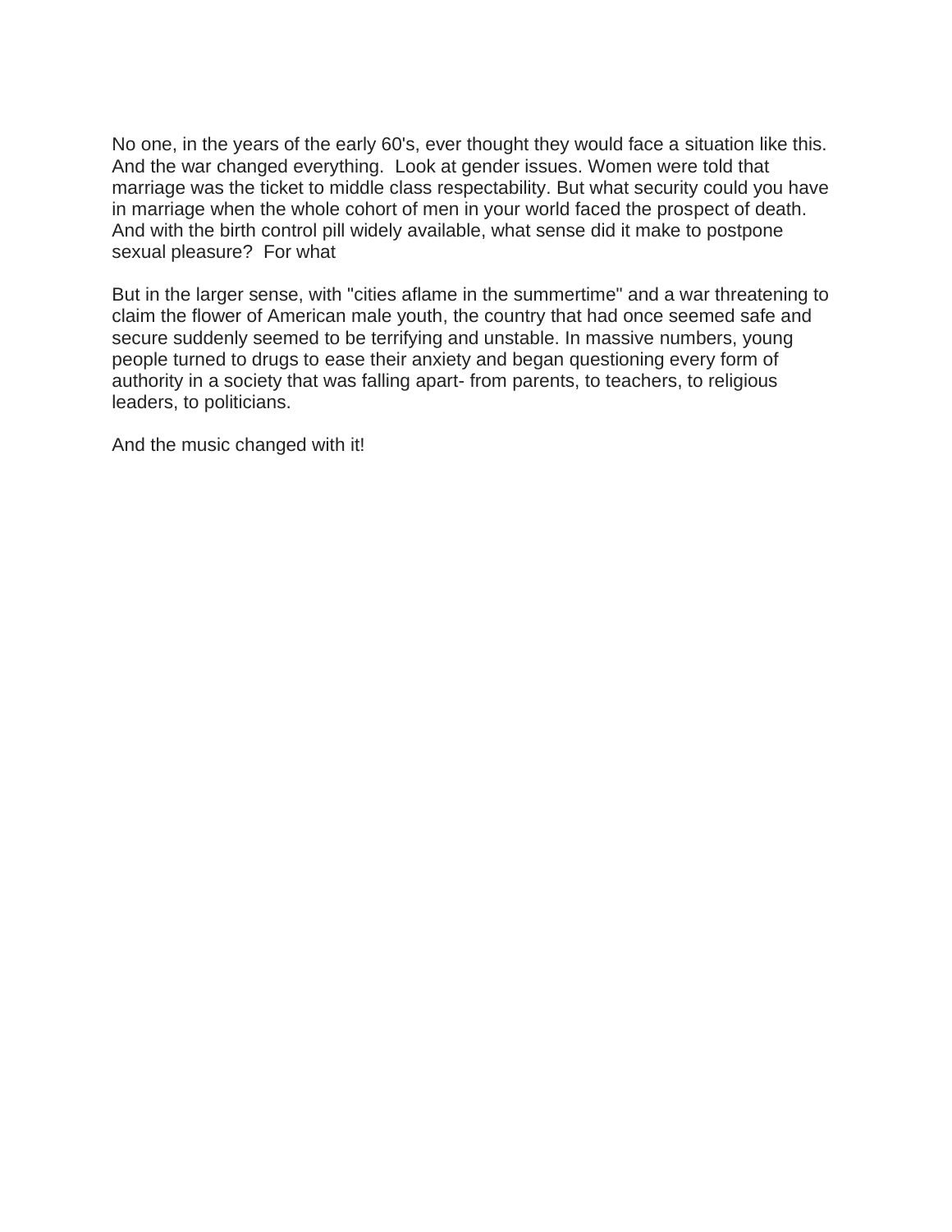No one, in the years of the early 60's, ever thought they would face a situation like this. And the war changed everything. Look at gender issues. Women were told that marriage was the ticket to middle class respectability. But what security could you have in marriage when the whole cohort of men in your world faced the prospect of death. And with the birth control pill widely available, what sense did it make to postpone sexual pleasure? For what

But in the larger sense, with "cities aflame in the summertime" and a war threatening to claim the flower of American male youth, the country that had once seemed safe and secure suddenly seemed to be terrifying and unstable. In massive numbers, young people turned to drugs to ease their anxiety and began questioning every form of authority in a society that was falling apart- from parents, to teachers, to religious leaders, to politicians.

And the music changed with it!